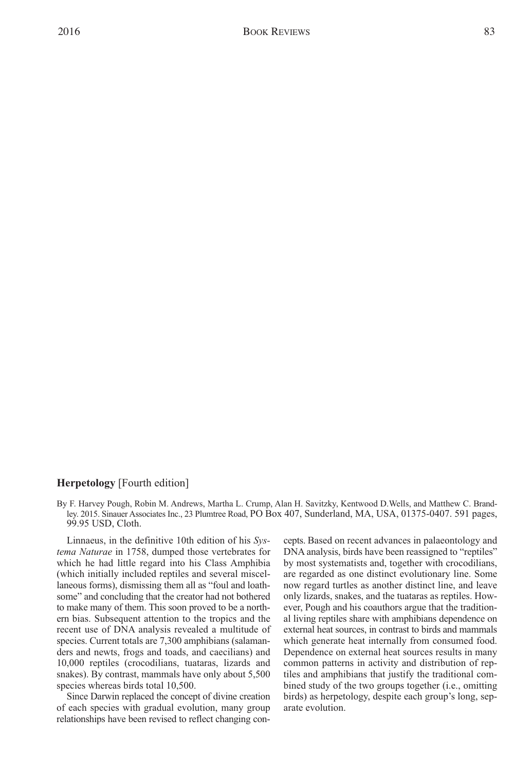**Herpetology** [Fourth edition]

By F. Harvey Pough, Robin M. Andrews, Martha L. Crump, Alan H. Savitzky, Kentwood D.Wells, and Matthew C. Brandley. 2015. Sinauer Associates Inc., 23 Plumtree Road, PO Box 407, Sunderland, MA, USA, 01375-0407. 591 pages, 99.95 USD, Cloth.

Linnaeus, in the definitive 10th edition of his *Systema Naturae* in 1758, dumped those vertebrates for which he had little regard into his Class Amphibia (which initially included reptiles and several miscellaneous forms), dismissing them all as "foul and loathsome" and concluding that the creator had not bothered to make many of them. This soon proved to be a northern bias. Subsequent attention to the tropics and the recent use of DNA analysis revealed a multitude of species. Current totals are 7,300 amphibians (salamanders and newts, frogs and toads, and caecilians) and 10,000 reptiles (crocodilians, tuataras, lizards and snakes). By contrast, mammals have only about 5,500 species whereas birds total 10,500.

Since Darwin replaced the concept of divine creation of each species with gradual evolution, many group relationships have been revised to reflect changing concepts. Based on recent advances in palaeontology and DNA analysis, birds have been reassigned to "reptiles" by most systematists and, together with crocodilians, are regarded as one distinct evolutionary line. Some now regard turtles as another distinct line, and leave only lizards, snakes, and the tuataras as reptiles. However, Pough and his coauthors argue that the traditional living reptiles share with amphibians dependence on external heat sources, in contrast to birds and mammals which generate heat internally from consumed food. Dependence on external heat sources results in many common patterns in activity and distribution of reptiles and amphibians that justify the traditional combined study of the two groups together (i.e., omitting birds) as herpetology, despite each group's long, separate evolution.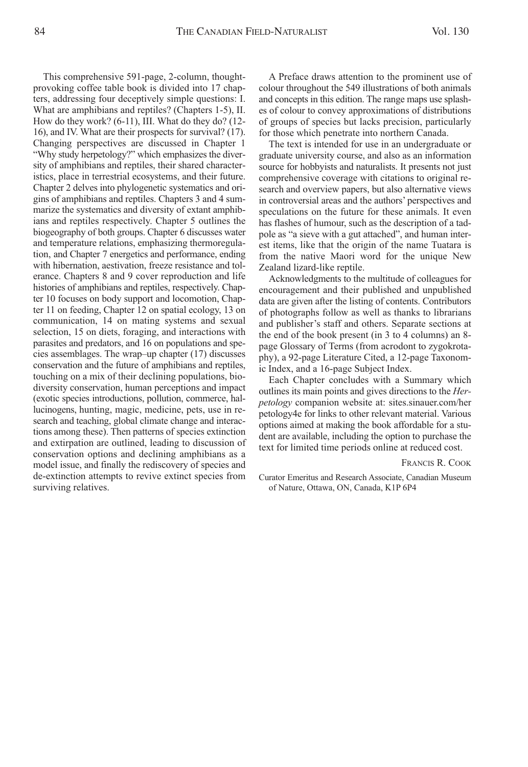This comprehensive 591-page, 2-column, thought-provoking coffee table book is divided into 17 chapters, addressing four deceptively simple questions: I. What are amphibians and reptiles? (Chapters 1-5), II. How do they work? (6-11), III. What do they do? (12-16), and IV. What are their prospects for survival? (17). Changing perspectives are discussed in Chapter 1 "Why study herpetology?" which emphasizes the diversity of amphibians and reptiles, their shared characteristics, place in terrestrial ecosystems, and their future. Chapter 2 delves into phylogenetic systematics and origins of amphibians and reptiles. Chapters 3 and 4 summarize the systematics and diversity of extant amphibians and reptiles respectively. Chapter 5 outlines the biogeography of both groups. Chapter 6 discusses water and temperature relations, emphasizing thermoregulation, and Chapter 7 energetics and performance, ending with hibernation, aestivation, freeze resistance and tolerance. Chapters 8 and 9 cover reproduction and life histories of amphibians and reptiles, respectively. Chapter 10 focuses on body support and locomotion, Chapter 11 on feeding, Chapter 12 on spatial ecology, 13 on communication, 14 on mating systems and sexual selection, 15 on diets, foraging, and interactions with parasites and predators, and 16 on populations and species assemblages. The wrap–up chapter (17) discusses conservation and the future of amphibians and reptiles, touching on a mix of their declining populations, biodiversity conservation, human perceptions and impact (exotic species introductions, pollution, commerce, hallucinogens, hunting, magic, medicine, pets, use in research and teaching, global climate change and interactions among these). Then patterns of species extinction and extirpation are outlined, leading to discussion of conservation options and declining amphibians as a model issue, and finally the rediscovery of species and de-extinction attempts to revive extinct species from surviving relatives.

A Preface draws attention to the prominent use of colour throughout the 549 illustrations of both animals and concepts in this edition. The range maps use splashes of colour to convey approximations of distributions of groups of species but lacks precision, particularly for those which penetrate into northern Canada.

The text is intended for use in an undergraduate or graduate university course, and also as an information source for hobbyists and naturalists. It presents not just comprehensive coverage with citations to original research and overview papers, but also alternative views in controversial areas and the authors' perspectives and speculations on the future for these animals. It even has flashes of humour, such as the description of a tadpole as "a sieve with a gut attached", and human interest items, like that the origin of the name Tuatara is from the native Maori word for the unique New Zealand lizard-like reptile.

Acknowledgments to the multitude of colleagues for encouragement and their published and unpublished data are given after the listing of contents. Contributors of photographs follow as well as thanks to librarians and publisher's staff and others. Separate sections at the end of the book present (in 3 to 4 columns) an 8-page Glossary of Terms (from acrodont to zygokrotaphy), a 92-page Literature Cited, a 12-page Taxonomic Index, and a 16-page Subject Index.

Each Chapter concludes with a Summary which outlines its main points and gives directions to the *Herpetology* companion website at: sites.sinauer.com/herpetology4e for links to other relevant material. Various options aimed at making the book affordable for a student are available, including the option to purchase the text for limited time periods online at reduced cost.

FRANCIS R. COOK

Curator Emeritus and Research Associate, Canadian Museum of Nature, Ottawa, ON, Canada, K1P 6P4